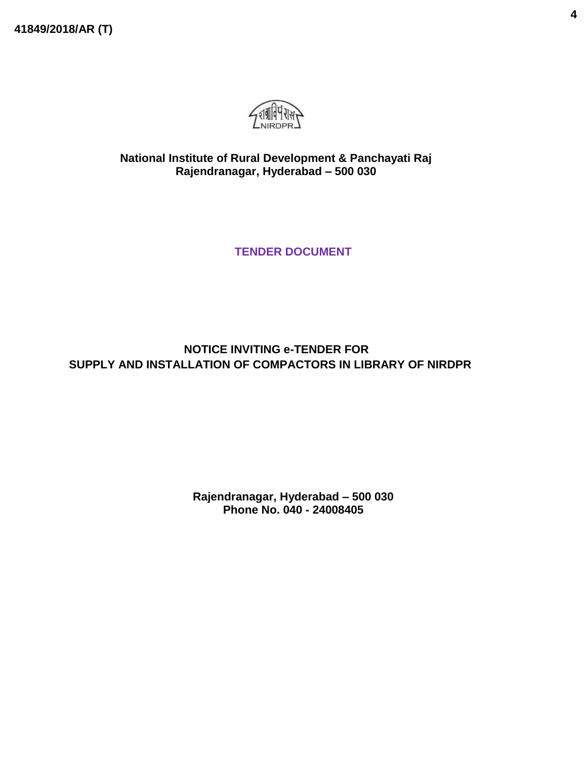41849/2018/AR (T)

**National Institute of Rural Development & Panchayati Raj**
**Rajendranagar, Hyderabad – 500 030**

# TENDER DOCUMENT

## NOTICE INVITING e-TENDER FOR SUPPLY AND INSTALLATION OF COMPACTORS IN LIBRARY OF NIRDPR

**Rajendranagar, Hyderabad – 500 030**
**Phone No. 040 - 24008405**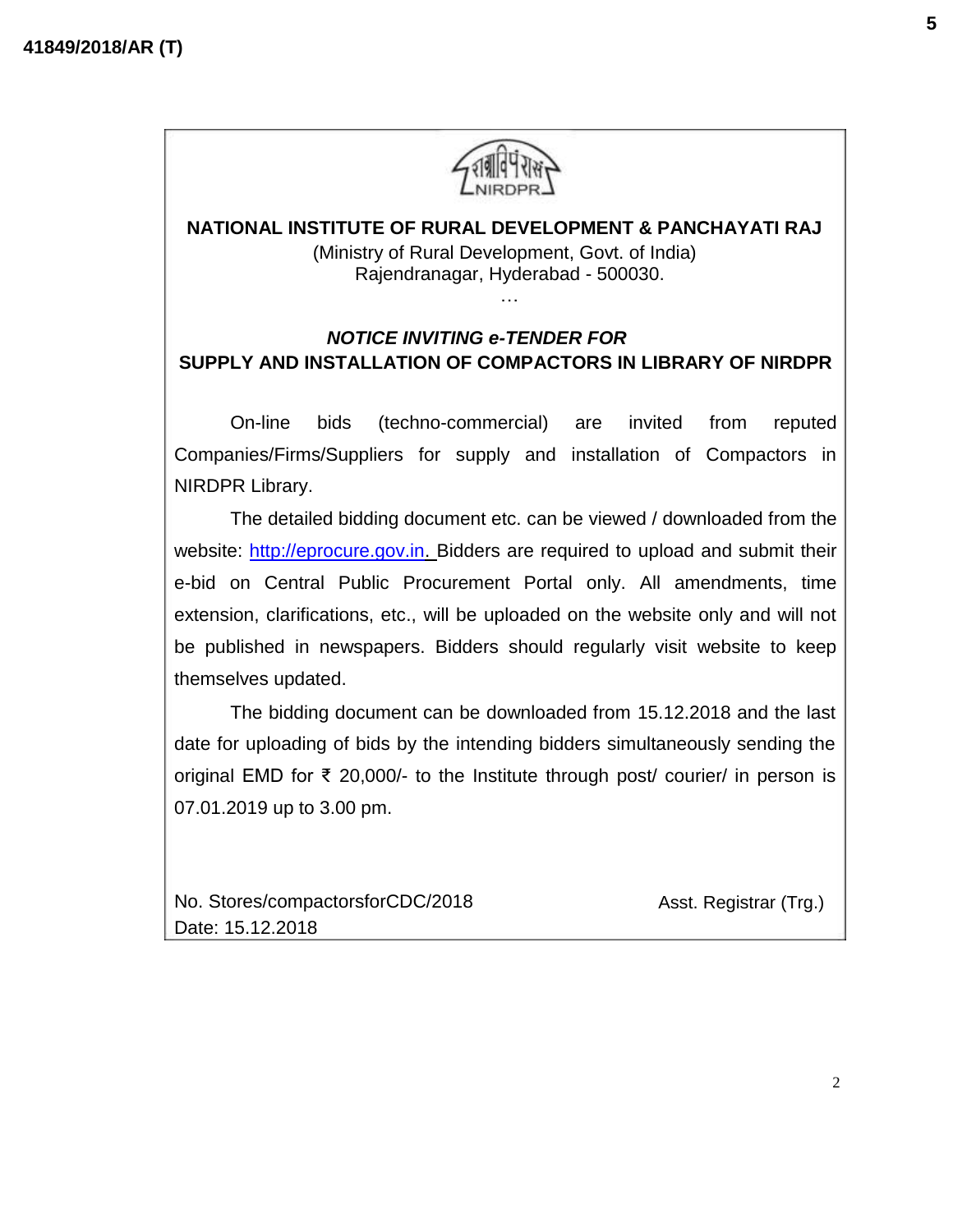**NATIONAL INSTITUTE OF RURAL DEVELOPMENT & PANCHAYATI RAJ**

(Ministry of Rural Development, Govt. of India)
Rajendranagar, Hyderabad - 500030.

…

***NOTICE INVITING e-TENDER FOR***

**SUPPLY AND INSTALLATION OF COMPACTORS IN LIBRARY OF NIRDPR**

On-line bids (techno-commercial) are invited from reputed Companies/Firms/Suppliers for supply and installation of Compactors in NIRDPR Library.

The detailed bidding document etc. can be viewed / downloaded from the website: http://eprocure.gov.in. Bidders are required to upload and submit their e-bid on Central Public Procurement Portal only. All amendments, time extension, clarifications, etc., will be uploaded on the website only and will not be published in newspapers. Bidders should regularly visit website to keep themselves updated.

The bidding document can be downloaded from 15.12.2018 and the last date for uploading of bids by the intending bidders simultaneously sending the original EMD for ₹ 20,000/- to the Institute through post/ courier/ in person is 07.01.2019 up to 3.00 pm.

No. Stores/compactorsforCDC/2018
Date: 15.12.2018

Asst. Registrar (Trg.)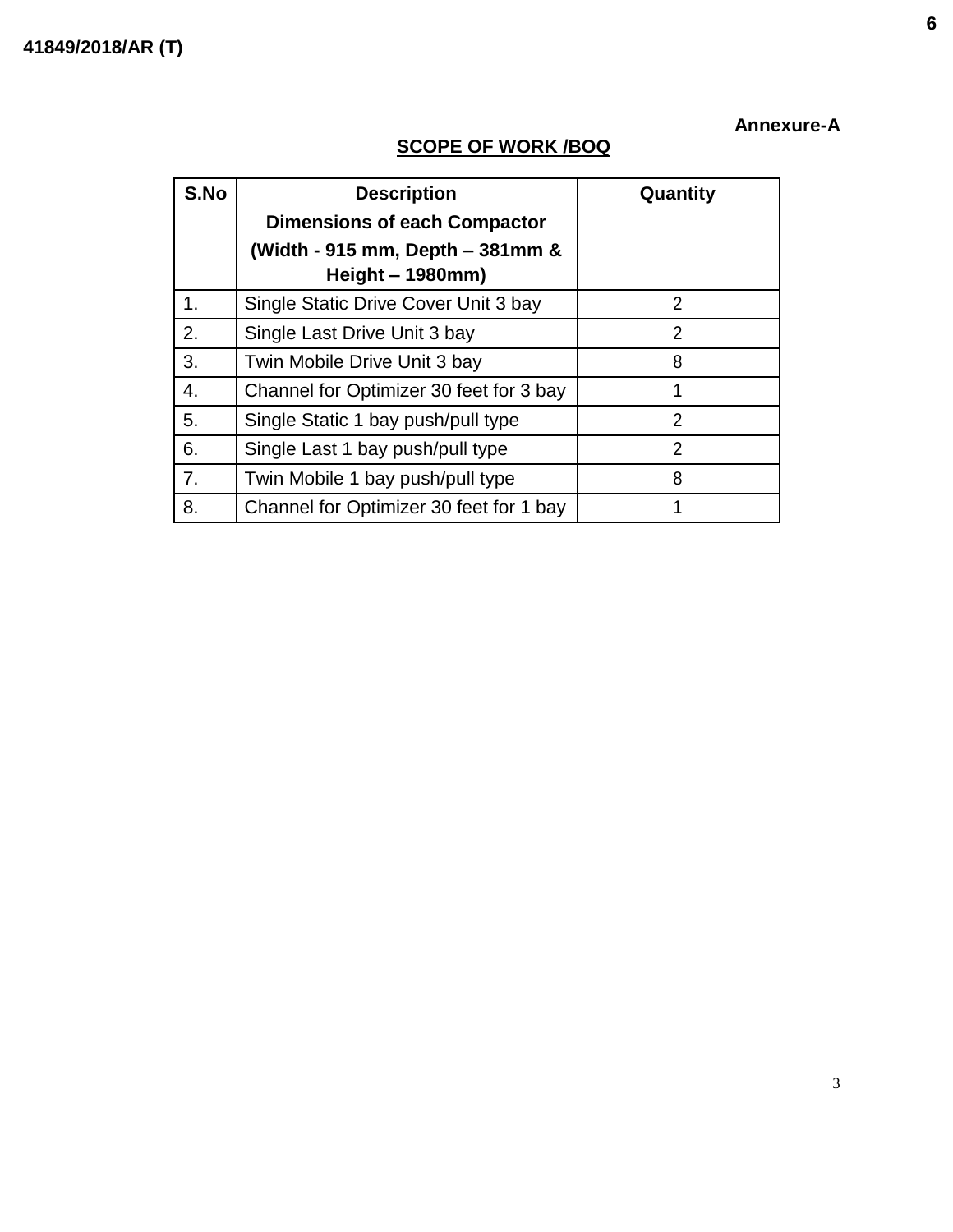**Annexure-A**

## SCOPE OF WORK /BOQ

| S.No | Description<br>Dimensions of each Compactor<br>(Width - 915 mm, Depth – 381mm & Height – 1980mm) | Quantity |
|---|---|---|
| 1. | Single Static Drive Cover Unit 3 bay | 2 |
| 2. | Single Last Drive Unit 3 bay | 2 |
| 3. | Twin Mobile Drive Unit 3 bay | 8 |
| 4. | Channel for Optimizer 30 feet for 3 bay | 1 |
| 5. | Single Static 1 bay push/pull type | 2 |
| 6. | Single Last 1 bay push/pull type | 2 |
| 7. | Twin Mobile 1 bay push/pull type | 8 |
| 8. | Channel for Optimizer 30 feet for 1 bay | 1 |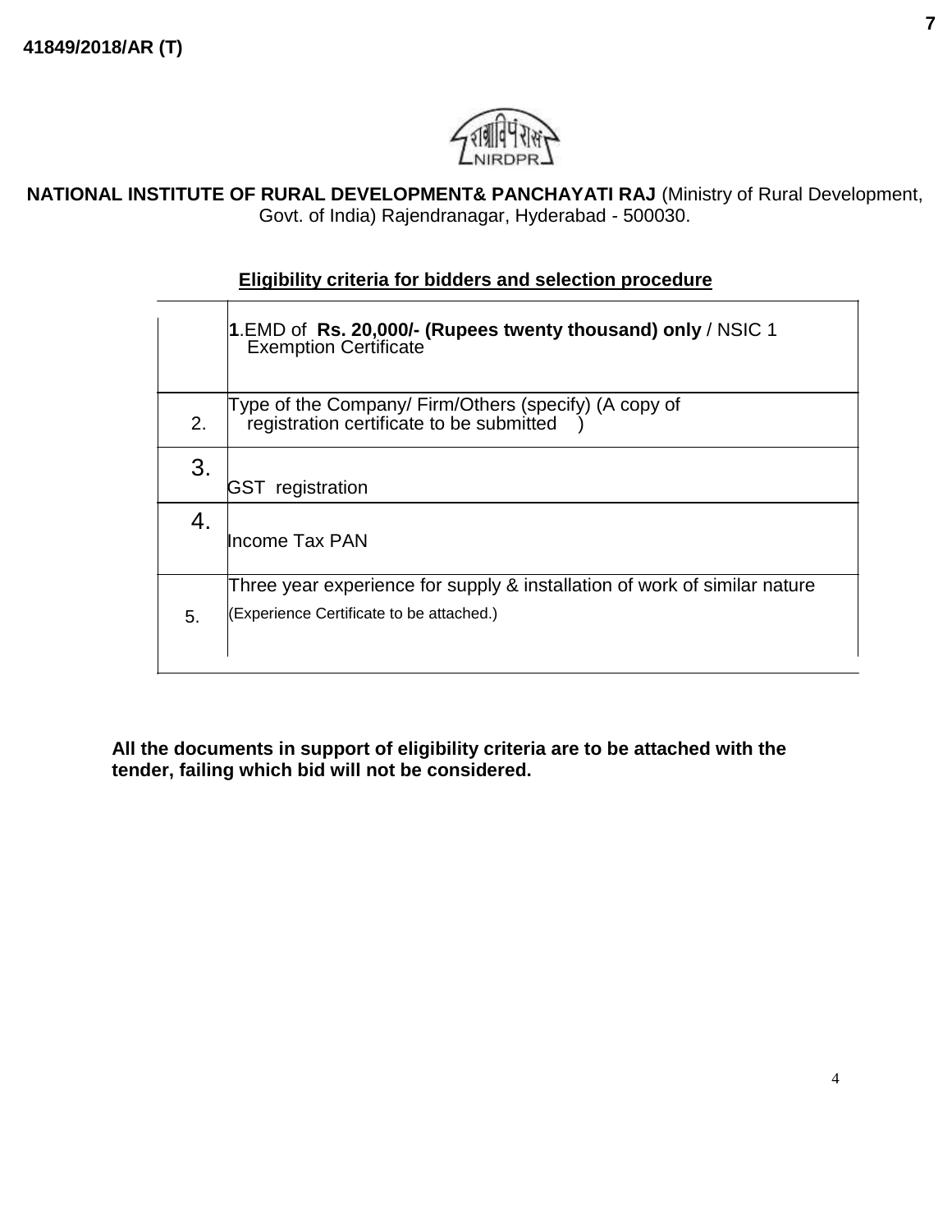**NATIONAL INSTITUTE OF RURAL DEVELOPMENT& PANCHAYATI RAJ** (Ministry of Rural Development, Govt. of India) Rajendranagar, Hyderabad - 500030.

## Eligibility criteria for bidders and selection procedure

| | |
|---|---|
| | **1**.EMD of **Rs. 20,000/- (Rupees twenty thousand) only** / NSIC 1 Exemption Certificate |
| 2. | Type of the Company/ Firm/Others (specify) (A copy of registration certificate to be submitted ) |
| 3. | GST registration |
| 4. | Income Tax PAN |
| 5. | Three year experience for supply & installation of work of similar nature (Experience Certificate to be attached.) |

**All the documents in support of eligibility criteria are to be attached with the tender, failing which bid will not be considered.**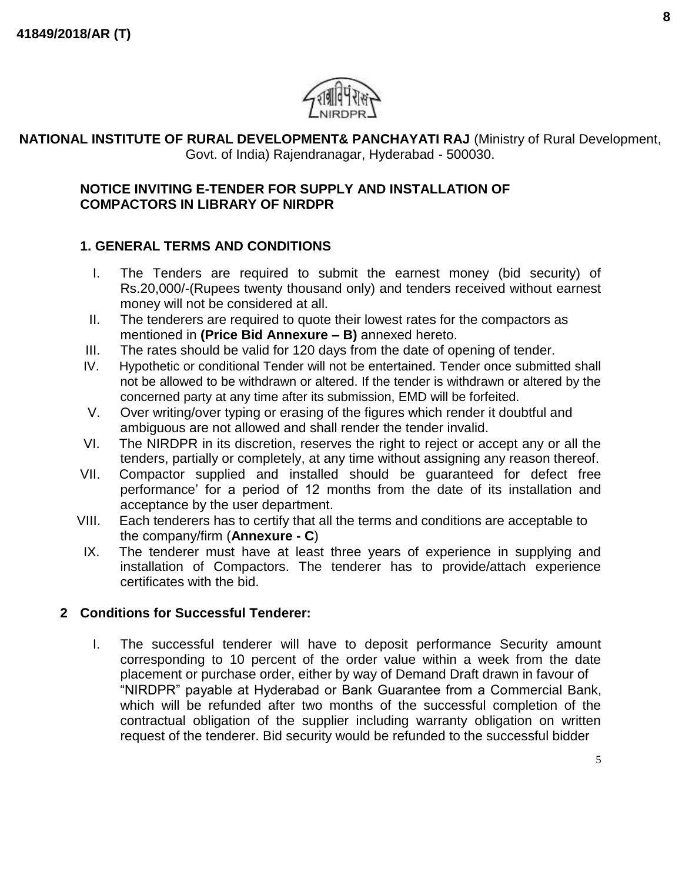41849/2018/AR (T)

**NATIONAL INSTITUTE OF RURAL DEVELOPMENT& PANCHAYATI RAJ** (Ministry of Rural Development, Govt. of India) Rajendranagar, Hyderabad - 500030.

**NOTICE INVITING E-TENDER FOR SUPPLY AND INSTALLATION OF COMPACTORS IN LIBRARY OF NIRDPR**

## 1. GENERAL TERMS AND CONDITIONS

I. The Tenders are required to submit the earnest money (bid security) of Rs.20,000/-(Rupees twenty thousand only) and tenders received without earnest money will not be considered at all.

II. The tenderers are required to quote their lowest rates for the compactors as mentioned in **(Price Bid Annexure – B)** annexed hereto.

III. The rates should be valid for 120 days from the date of opening of tender.

IV. Hypothetic or conditional Tender will not be entertained. Tender once submitted shall not be allowed to be withdrawn or altered. If the tender is withdrawn or altered by the concerned party at any time after its submission, EMD will be forfeited.

V. Over writing/over typing or erasing of the figures which render it doubtful and ambiguous are not allowed and shall render the tender invalid.

VI. The NIRDPR in its discretion, reserves the right to reject or accept any or all the tenders, partially or completely, at any time without assigning any reason thereof.

VII. Compactor supplied and installed should be guaranteed for defect free performance' for a period of 12 months from the date of its installation and acceptance by the user department.

VIII. Each tenderers has to certify that all the terms and conditions are acceptable to the company/firm (**Annexure - C**)

IX. The tenderer must have at least three years of experience in supplying and installation of Compactors. The tenderer has to provide/attach experience certificates with the bid.

## 2 Conditions for Successful Tenderer:

I. The successful tenderer will have to deposit performance Security amount corresponding to 10 percent of the order value within a week from the date placement or purchase order, either by way of Demand Draft drawn in favour of "NIRDPR" payable at Hyderabad or Bank Guarantee from a Commercial Bank, which will be refunded after two months of the successful completion of the contractual obligation of the supplier including warranty obligation on written request of the tenderer. Bid security would be refunded to the successful bidder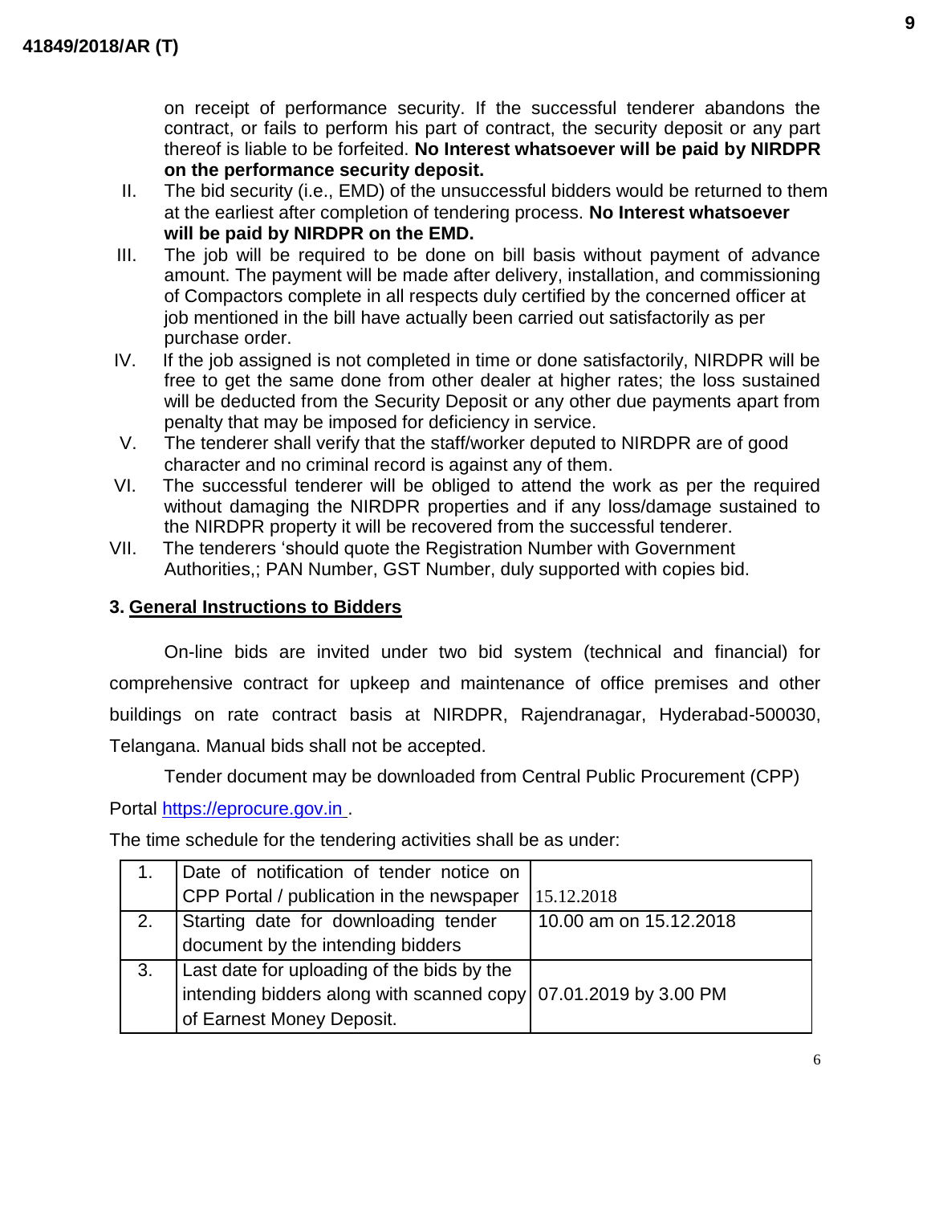on receipt of performance security. If the successful tenderer abandons the contract, or fails to perform his part of contract, the security deposit or any part thereof is liable to be forfeited. **No Interest whatsoever will be paid by NIRDPR on the performance security deposit.**

II. The bid security (i.e., EMD) of the unsuccessful bidders would be returned to them at the earliest after completion of tendering process. **No Interest whatsoever will be paid by NIRDPR on the EMD.**

III. The job will be required to be done on bill basis without payment of advance amount. The payment will be made after delivery, installation, and commissioning of Compactors complete in all respects duly certified by the concerned officer at job mentioned in the bill have actually been carried out satisfactorily as per purchase order.

IV. If the job assigned is not completed in time or done satisfactorily, NIRDPR will be free to get the same done from other dealer at higher rates; the loss sustained will be deducted from the Security Deposit or any other due payments apart from penalty that may be imposed for deficiency in service.

V. The tenderer shall verify that the staff/worker deputed to NIRDPR are of good character and no criminal record is against any of them.

VI. The successful tenderer will be obliged to attend the work as per the required without damaging the NIRDPR properties and if any loss/damage sustained to the NIRDPR property it will be recovered from the successful tenderer.

VII. The tenderers 'should quote the Registration Number with Government Authorities,; PAN Number, GST Number, duly supported with copies bid.

### 3. General Instructions to Bidders

On-line bids are invited under two bid system (technical and financial) for comprehensive contract for upkeep and maintenance of office premises and other buildings on rate contract basis at NIRDPR, Rajendranagar, Hyderabad-500030, Telangana. Manual bids shall not be accepted.

Tender document may be downloaded from Central Public Procurement (CPP) Portal https://eprocure.gov.in .

The time schedule for the tendering activities shall be as under:

| | | |
|---|---|---|
| 1. | Date of notification of tender notice on CPP Portal / publication in the newspaper | 15.12.2018 |
| 2. | Starting date for downloading tender document by the intending bidders | 10.00 am on 15.12.2018 |
| 3. | Last date for uploading of the bids by the intending bidders along with scanned copy of Earnest Money Deposit. | 07.01.2019 by 3.00 PM |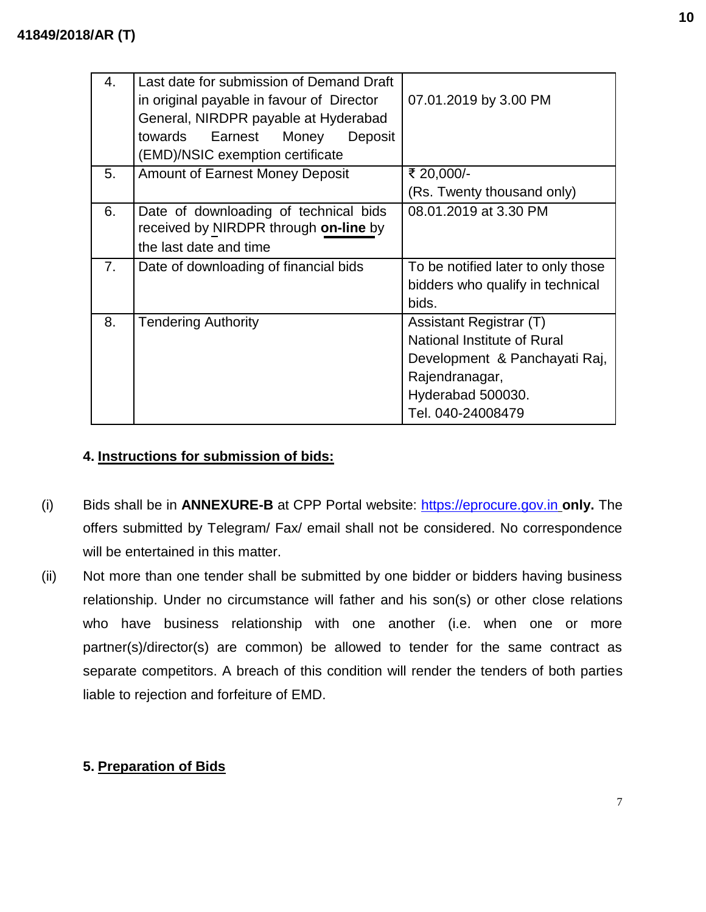| 4. | Last date for submission of Demand Draft in original payable in favour of Director General, NIRDPR payable at Hyderabad towards Earnest Money Deposit (EMD)/NSIC exemption certificate | 07.01.2019 by 3.00 PM |
|---|---|---|
| 5. | Amount of Earnest Money Deposit | ₹ 20,000/- (Rs. Twenty thousand only) |
| 6. | Date of downloading of technical bids received by NIRDPR through **on-line** by the last date and time | 08.01.2019 at 3.30 PM |
| 7. | Date of downloading of financial bids | To be notified later to only those bidders who qualify in technical bids. |
| 8. | Tendering Authority | Assistant Registrar (T) National Institute of Rural Development & Panchayati Raj, Rajendranagar, Hyderabad 500030. Tel. 040-24008479 |

### 4. Instructions for submission of bids:

(i) Bids shall be in **ANNEXURE-B** at CPP Portal website: https://eprocure.gov.in **only.** The offers submitted by Telegram/ Fax/ email shall not be considered. No correspondence will be entertained in this matter.

(ii) Not more than one tender shall be submitted by one bidder or bidders having business relationship. Under no circumstance will father and his son(s) or other close relations who have business relationship with one another (i.e. when one or more partner(s)/director(s) are common) be allowed to tender for the same contract as separate competitors. A breach of this condition will render the tenders of both parties liable to rejection and forfeiture of EMD.

### 5. Preparation of Bids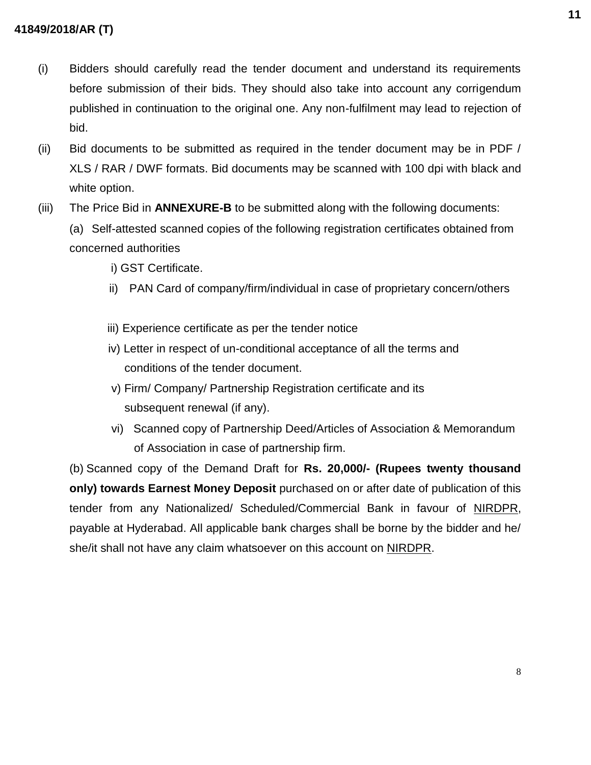(i) Bidders should carefully read the tender document and understand its requirements before submission of their bids. They should also take into account any corrigendum published in continuation to the original one. Any non-fulfilment may lead to rejection of bid.

(ii) Bid documents to be submitted as required in the tender document may be in PDF / XLS / RAR / DWF formats. Bid documents may be scanned with 100 dpi with black and white option.

(iii) The Price Bid in **ANNEXURE-B** to be submitted along with the following documents:

(a) Self-attested scanned copies of the following registration certificates obtained from concerned authorities

- i) GST Certificate.
- ii) PAN Card of company/firm/individual in case of proprietary concern/others
- iii) Experience certificate as per the tender notice
- iv) Letter in respect of un-conditional acceptance of all the terms and conditions of the tender document.
- v) Firm/ Company/ Partnership Registration certificate and its subsequent renewal (if any).
- vi) Scanned copy of Partnership Deed/Articles of Association & Memorandum of Association in case of partnership firm.

(b) Scanned copy of the Demand Draft for **Rs. 20,000/- (Rupees twenty thousand only) towards Earnest Money Deposit** purchased on or after date of publication of this tender from any Nationalized/ Scheduled/Commercial Bank in favour of NIRDPR, payable at Hyderabad. All applicable bank charges shall be borne by the bidder and he/ she/it shall not have any claim whatsoever on this account on NIRDPR.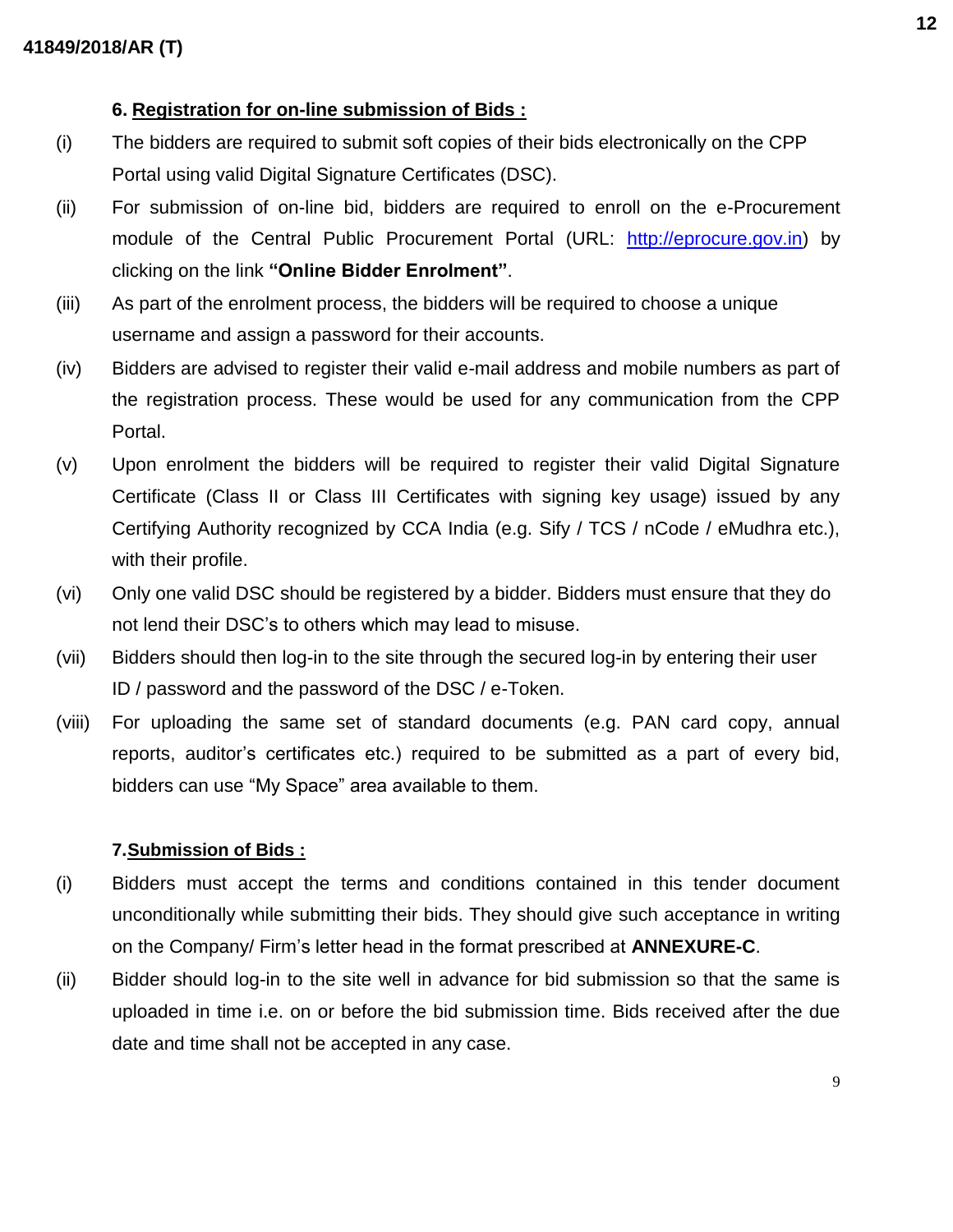### 6. Registration for on-line submission of Bids :

(i) The bidders are required to submit soft copies of their bids electronically on the CPP Portal using valid Digital Signature Certificates (DSC).

(ii) For submission of on-line bid, bidders are required to enroll on the e-Procurement module of the Central Public Procurement Portal (URL: http://eprocure.gov.in) by clicking on the link **"Online Bidder Enrolment"**.

(iii) As part of the enrolment process, the bidders will be required to choose a unique username and assign a password for their accounts.

(iv) Bidders are advised to register their valid e-mail address and mobile numbers as part of the registration process. These would be used for any communication from the CPP Portal.

(v) Upon enrolment the bidders will be required to register their valid Digital Signature Certificate (Class II or Class III Certificates with signing key usage) issued by any Certifying Authority recognized by CCA India (e.g. Sify / TCS / nCode / eMudhra etc.), with their profile.

(vi) Only one valid DSC should be registered by a bidder. Bidders must ensure that they do not lend their DSC's to others which may lead to misuse.

(vii) Bidders should then log-in to the site through the secured log-in by entering their user ID / password and the password of the DSC / e-Token.

(viii) For uploading the same set of standard documents (e.g. PAN card copy, annual reports, auditor's certificates etc.) required to be submitted as a part of every bid, bidders can use "My Space" area available to them.

### 7. Submission of Bids :

(i) Bidders must accept the terms and conditions contained in this tender document unconditionally while submitting their bids. They should give such acceptance in writing on the Company/ Firm's letter head in the format prescribed at **ANNEXURE-C**.

(ii) Bidder should log-in to the site well in advance for bid submission so that the same is uploaded in time i.e. on or before the bid submission time. Bids received after the due date and time shall not be accepted in any case.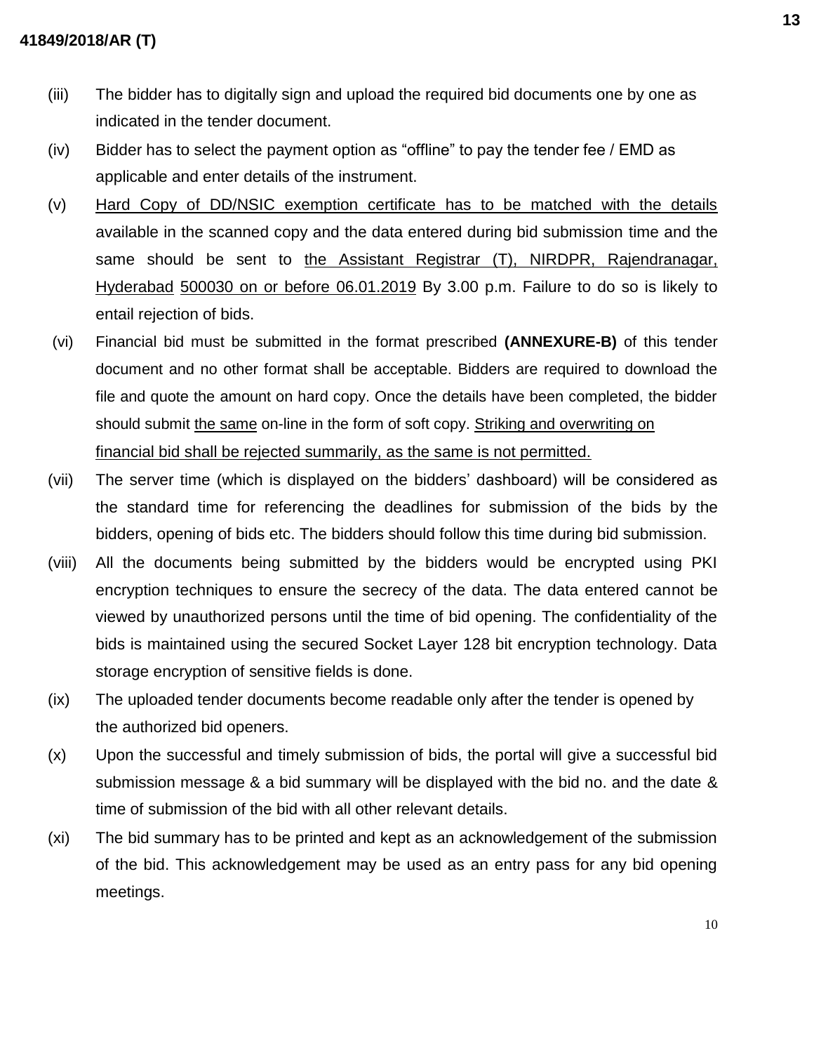(iii) The bidder has to digitally sign and upload the required bid documents one by one as indicated in the tender document.

(iv) Bidder has to select the payment option as "offline" to pay the tender fee / EMD as applicable and enter details of the instrument.

(v) Hard Copy of DD/NSIC exemption certificate has to be matched with the details available in the scanned copy and the data entered during bid submission time and the same should be sent to the Assistant Registrar (T), NIRDPR, Rajendranagar, Hyderabad 500030 on or before 06.01.2019 By 3.00 p.m. Failure to do so is likely to entail rejection of bids.

(vi) Financial bid must be submitted in the format prescribed **(ANNEXURE-B)** of this tender document and no other format shall be acceptable. Bidders are required to download the file and quote the amount on hard copy. Once the details have been completed, the bidder should submit the same on-line in the form of soft copy. Striking and overwriting on financial bid shall be rejected summarily, as the same is not permitted.

(vii) The server time (which is displayed on the bidders' dashboard) will be considered as the standard time for referencing the deadlines for submission of the bids by the bidders, opening of bids etc. The bidders should follow this time during bid submission.

(viii) All the documents being submitted by the bidders would be encrypted using PKI encryption techniques to ensure the secrecy of the data. The data entered cannot be viewed by unauthorized persons until the time of bid opening. The confidentiality of the bids is maintained using the secured Socket Layer 128 bit encryption technology. Data storage encryption of sensitive fields is done.

(ix) The uploaded tender documents become readable only after the tender is opened by the authorized bid openers.

(x) Upon the successful and timely submission of bids, the portal will give a successful bid submission message & a bid summary will be displayed with the bid no. and the date & time of submission of the bid with all other relevant details.

(xi) The bid summary has to be printed and kept as an acknowledgement of the submission of the bid. This acknowledgement may be used as an entry pass for any bid opening meetings.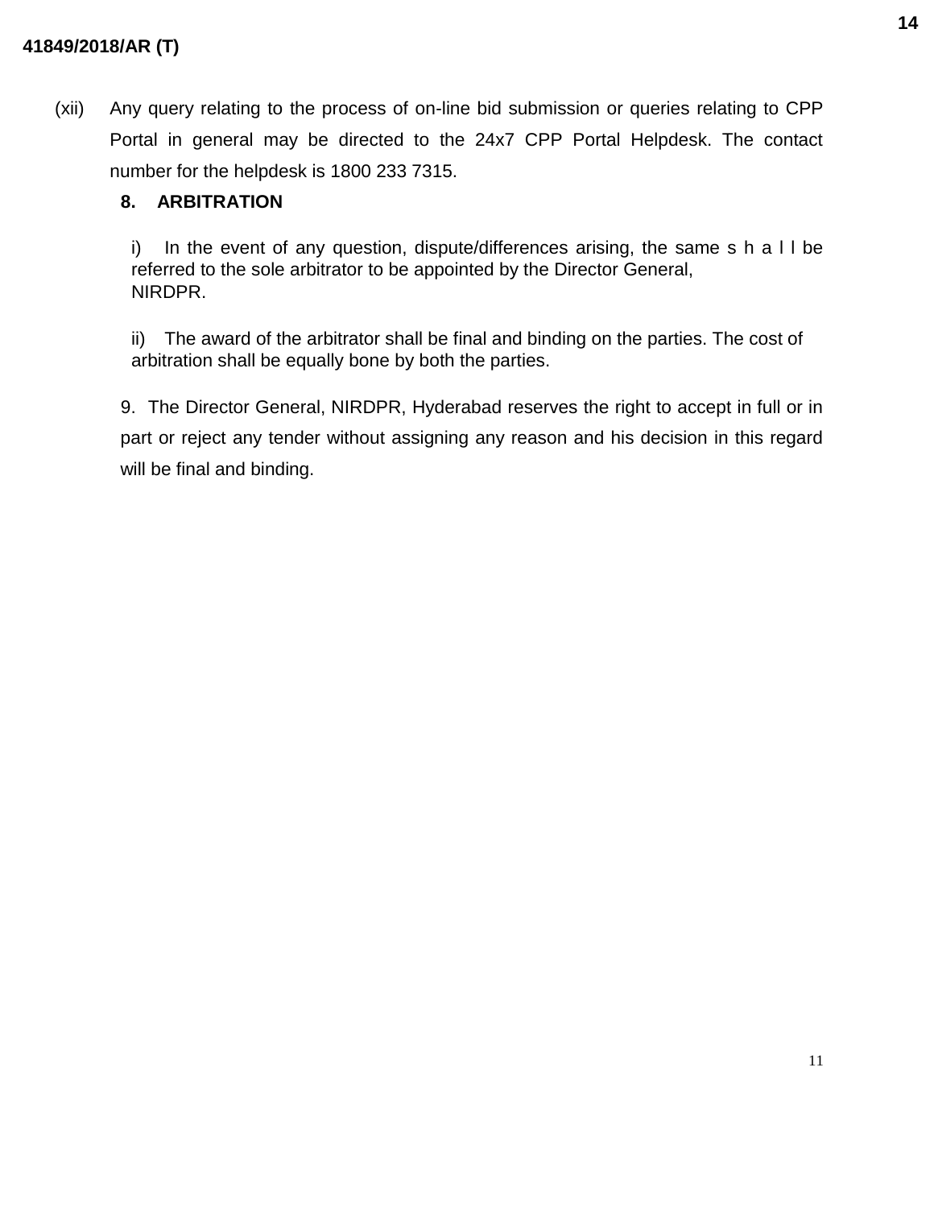(xii) Any query relating to the process of on-line bid submission or queries relating to CPP Portal in general may be directed to the 24x7 CPP Portal Helpdesk. The contact number for the helpdesk is 1800 233 7315.

**8. ARBITRATION**

i) In the event of any question, dispute/differences arising, the same s h a l l be referred to the sole arbitrator to be appointed by the Director General, NIRDPR.

ii) The award of the arbitrator shall be final and binding on the parties. The cost of arbitration shall be equally bone by both the parties.

9. The Director General, NIRDPR, Hyderabad reserves the right to accept in full or in part or reject any tender without assigning any reason and his decision in this regard will be final and binding.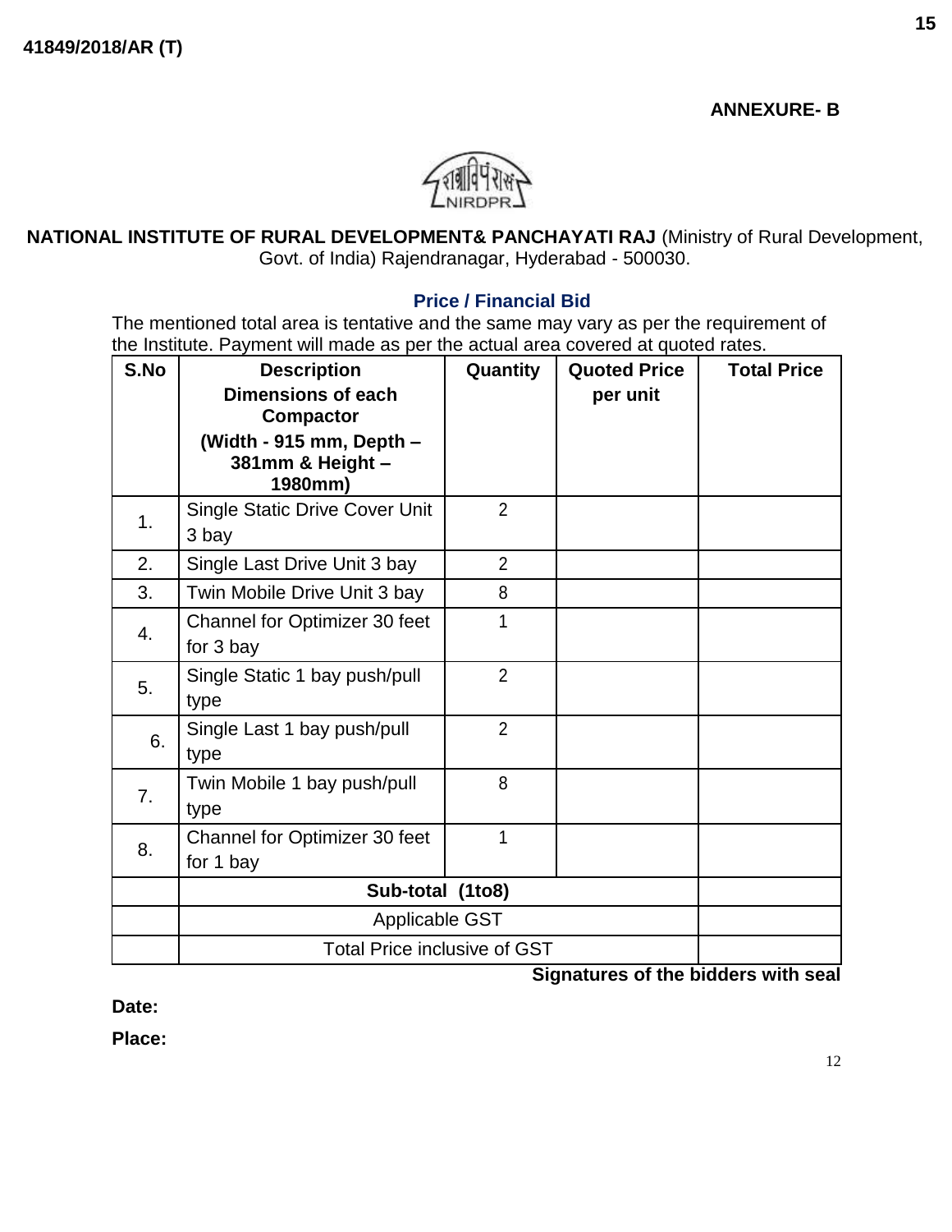41849/2018/AR (T)

**ANNEXURE- B**

**NATIONAL INSTITUTE OF RURAL DEVELOPMENT& PANCHAYATI RAJ** (Ministry of Rural Development, Govt. of India) Rajendranagar, Hyderabad - 500030.

## Price / Financial Bid

The mentioned total area is tentative and the same may vary as per the requirement of the Institute. Payment will made as per the actual area covered at quoted rates.

| S.No | Description Dimensions of each Compactor (Width - 915 mm, Depth – 381mm & Height – 1980mm) | Quantity | Quoted Price per unit | Total Price |
|---|---|---|---|---|
| 1. | Single Static Drive Cover Unit 3 bay | 2 | | |
| 2. | Single Last Drive Unit 3 bay | 2 | | |
| 3. | Twin Mobile Drive Unit 3 bay | 8 | | |
| 4. | Channel for Optimizer 30 feet for 3 bay | 1 | | |
| 5. | Single Static 1 bay push/pull type | 2 | | |
| 6. | Single Last 1 bay push/pull type | 2 | | |
| 7. | Twin Mobile 1 bay push/pull type | 8 | | |
| 8. | Channel for Optimizer 30 feet for 1 bay | 1 | | |
| | **Sub-total (1to8)** | | | |
| | Applicable GST | | | |
| | Total Price inclusive of GST | | | |

**Signatures of the bidders with seal**

**Date:**

**Place:**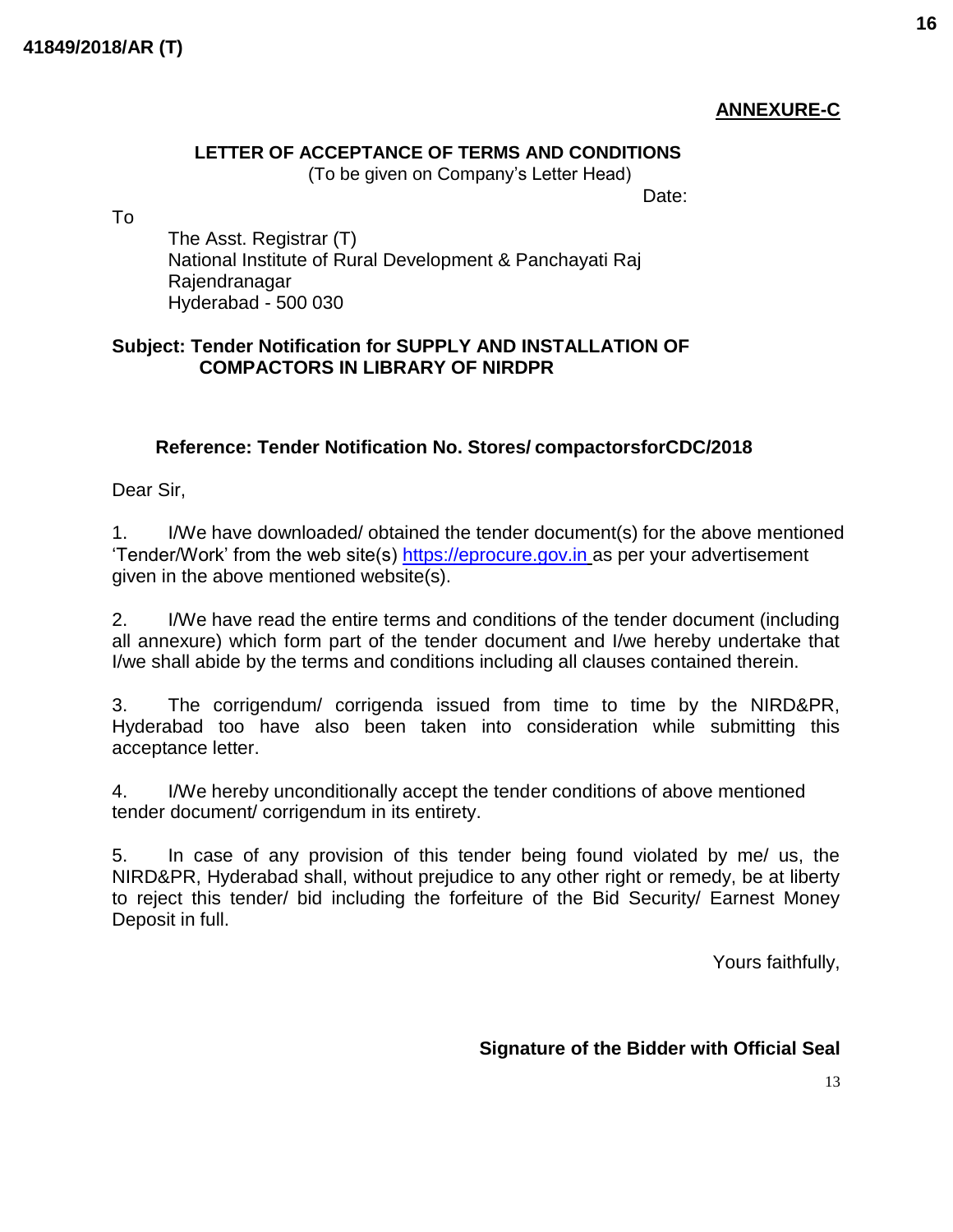**ANNEXURE-C**

**LETTER OF ACCEPTANCE OF TERMS AND CONDITIONS**

(To be given on Company's Letter Head)

Date:

To

The Asst. Registrar (T)
National Institute of Rural Development & Panchayati Raj
Rajendranagar
Hyderabad - 500 030

**Subject: Tender Notification for SUPPLY AND INSTALLATION OF COMPACTORS IN LIBRARY OF NIRDPR**

**Reference: Tender Notification No. Stores/ compactorsforCDC/2018**

Dear Sir,

1. I/We have downloaded/ obtained the tender document(s) for the above mentioned 'Tender/Work' from the web site(s) https://eprocure.gov.in as per your advertisement given in the above mentioned website(s).

2. I/We have read the entire terms and conditions of the tender document (including all annexure) which form part of the tender document and I/we hereby undertake that I/we shall abide by the terms and conditions including all clauses contained therein.

3. The corrigendum/ corrigenda issued from time to time by the NIRD&PR, Hyderabad too have also been taken into consideration while submitting this acceptance letter.

4. I/We hereby unconditionally accept the tender conditions of above mentioned tender document/ corrigendum in its entirety.

5. In case of any provision of this tender being found violated by me/ us, the NIRD&PR, Hyderabad shall, without prejudice to any other right or remedy, be at liberty to reject this tender/ bid including the forfeiture of the Bid Security/ Earnest Money Deposit in full.

Yours faithfully,

**Signature of the Bidder with Official Seal**